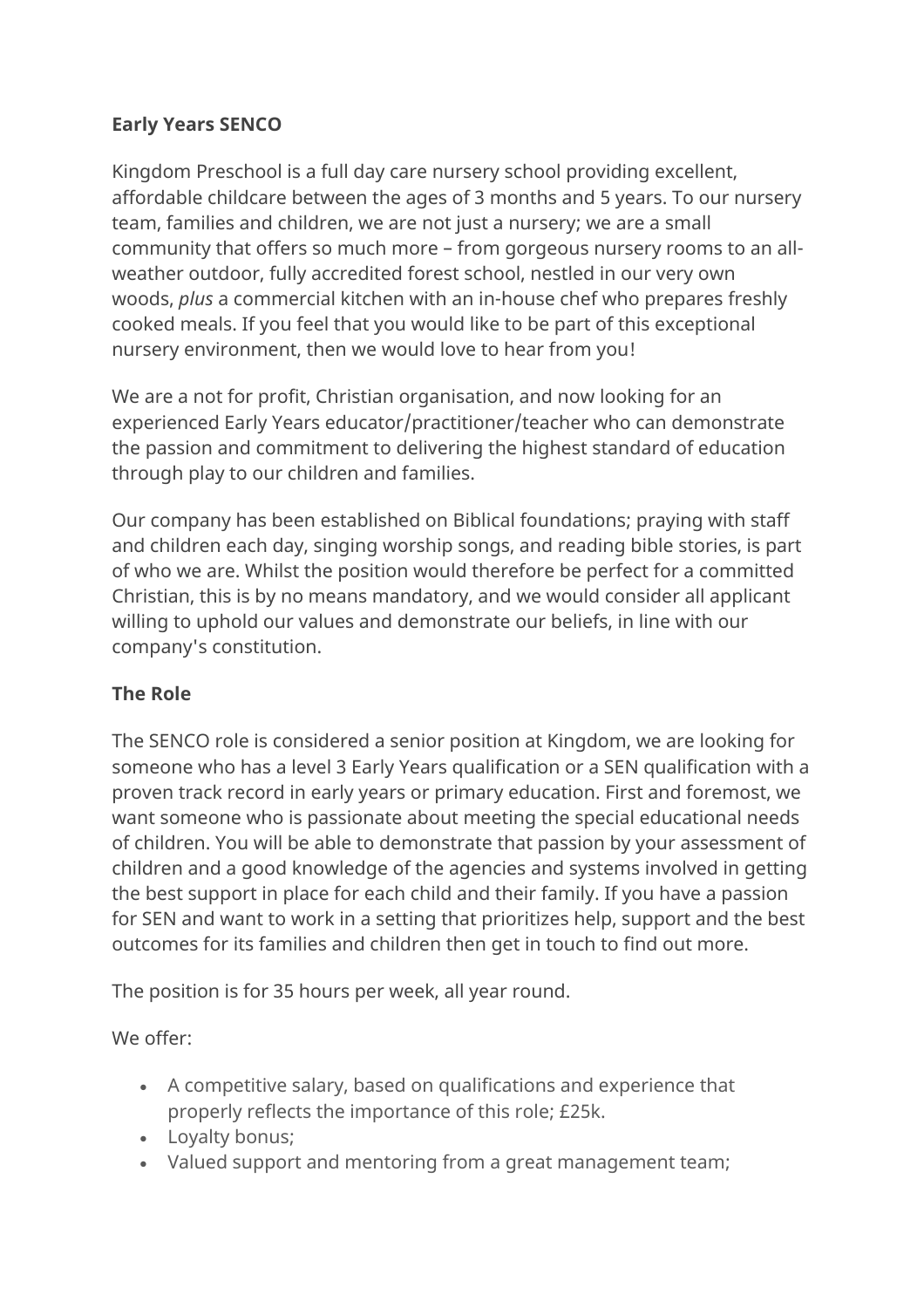**Early Years SENCO**

Kingdom Preschool is a full day care nursery school providing excellent, affordable childcare between the ages of 3 months and 5 years. To our nursery team, families and children, we are not just a nursery; we are a small community that offers so much more – from gorgeous nursery rooms to an all-weather outdoor, fully accredited forest school, nestled in our very own woods, *plus* a commercial kitchen with an in-house chef who prepares freshly cooked meals. If you feel that you would like to be part of this exceptional nursery environment, then we would love to hear from you!

We are a not for profit, Christian organisation, and now looking for an experienced Early Years educator/practitioner/teacher who can demonstrate the passion and commitment to delivering the highest standard of education through play to our children and families.

Our company has been established on Biblical foundations; praying with staff and children each day, singing worship songs, and reading bible stories, is part of who we are. Whilst the position would therefore be perfect for a committed Christian, this is by no means mandatory, and we would consider all applicant willing to uphold our values and demonstrate our beliefs, in line with our company's constitution.

**The Role**

The SENCO role is considered a senior position at Kingdom, we are looking for someone who has a level 3 Early Years qualification or a SEN qualification with a proven track record in early years or primary education. First and foremost, we want someone who is passionate about meeting the special educational needs of children. You will be able to demonstrate that passion by your assessment of children and a good knowledge of the agencies and systems involved in getting the best support in place for each child and their family. If you have a passion for SEN and want to work in a setting that prioritizes help, support and the best outcomes for its families and children then get in touch to find out more.

The position is for 35 hours per week, all year round.

We offer:

- A competitive salary, based on qualifications and experience that properly reflects the importance of this role; £25k.
- Loyalty bonus;
- Valued support and mentoring from a great management team;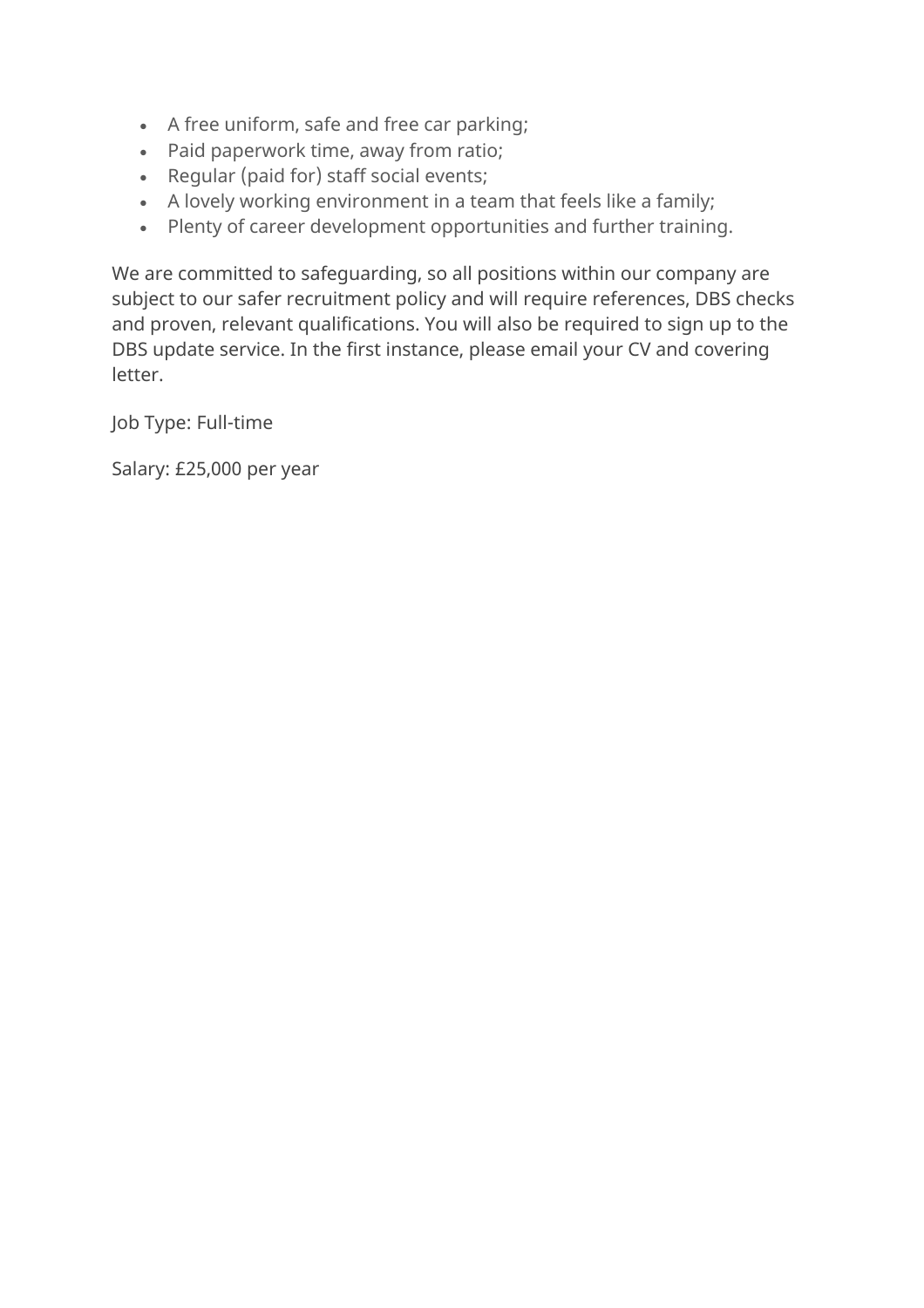- A free uniform, safe and free car parking;
- Paid paperwork time, away from ratio;
- Regular (paid for) staff social events;
- A lovely working environment in a team that feels like a family;
- Plenty of career development opportunities and further training.

We are committed to safeguarding, so all positions within our company are subject to our safer recruitment policy and will require references, DBS checks and proven, relevant qualifications. You will also be required to sign up to the DBS update service. In the first instance, please email your CV and covering letter.

Job Type: Full-time

Salary: £25,000 per year